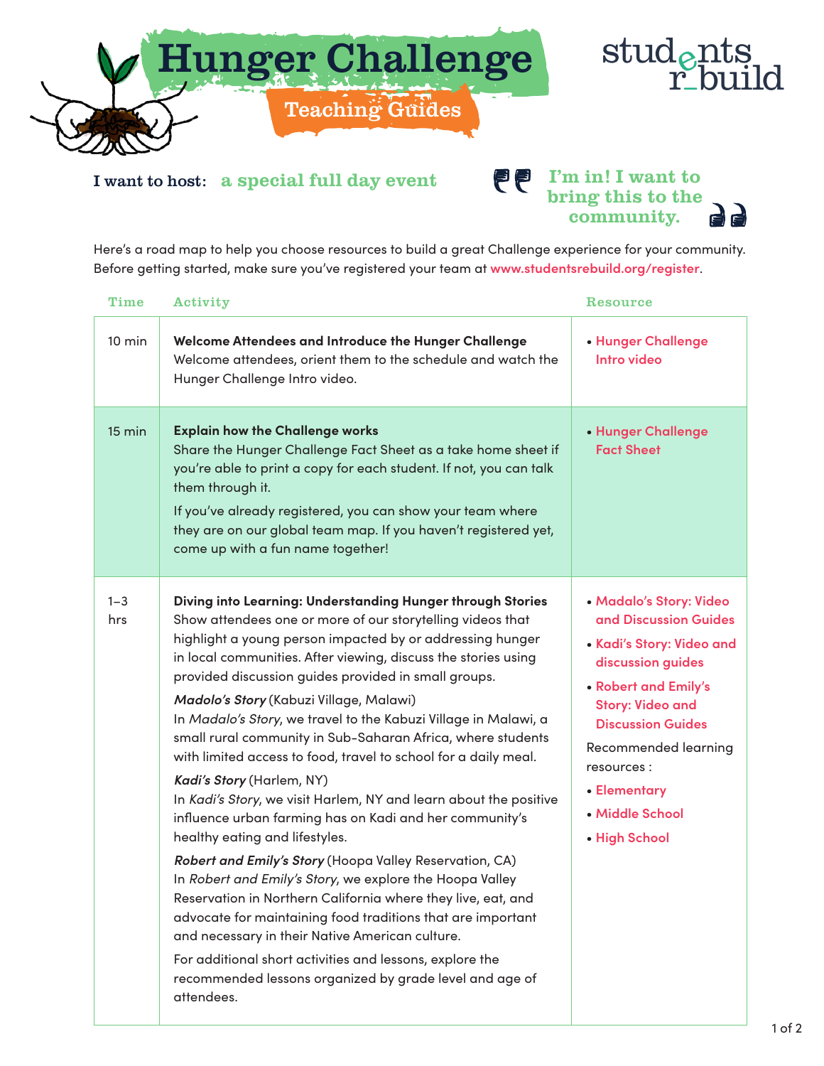# Hunger Challenge

## Teaching Guides

students rebuild

**I want to host:** a special full day event

> I'm in! I want to bring this to the community.

Here's a road map to help you choose resources to build a great Challenge experience for your community. Before getting started, make sure you've registered your team at www.studentsrebuild.org/register.

| Time | Activity | Resource |
|---|---|---|
| 10 min | **Welcome Attendees and Introduce the Hunger Challenge**<br>Welcome attendees, orient them to the schedule and watch the Hunger Challenge Intro video. | • Hunger Challenge Intro video |
| 15 min | **Explain how the Challenge works**<br>Share the Hunger Challenge Fact Sheet as a take home sheet if you're able to print a copy for each student. If not, you can talk them through it.<br>If you've already registered, you can show your team where they are on our global team map. If you haven't registered yet, come up with a fun name together! | • Hunger Challenge Fact Sheet |
| 1–3 hrs | **Diving into Learning: Understanding Hunger through Stories**<br>Show attendees one or more of our storytelling videos that highlight a young person impacted by or addressing hunger in local communities. After viewing, discuss the stories using provided discussion guides provided in small groups.<br>***Madolo's Story*** (Kabuzi Village, Malawi)<br>In *Madalo's Story*, we travel to the Kabuzi Village in Malawi, a small rural community in Sub-Saharan Africa, where students with limited access to food, travel to school for a daily meal.<br>***Kadi's Story*** (Harlem, NY)<br>In *Kadi's Story*, we visit Harlem, NY and learn about the positive influence urban farming has on Kadi and her community's healthy eating and lifestyles.<br>***Robert and Emily's Story*** (Hoopa Valley Reservation, CA)<br>In *Robert and Emily's Story*, we explore the Hoopa Valley Reservation in Northern California where they live, eat, and advocate for maintaining food traditions that are important and necessary in their Native American culture.<br>For additional short activities and lessons, explore the recommended lessons organized by grade level and age of attendees. | • Madalo's Story: Video and Discussion Guides<br>• Kadi's Story: Video and discussion guides<br>• Robert and Emily's Story: Video and Discussion Guides<br>Recommended learning resources :<br>• Elementary<br>• Middle School<br>• High School |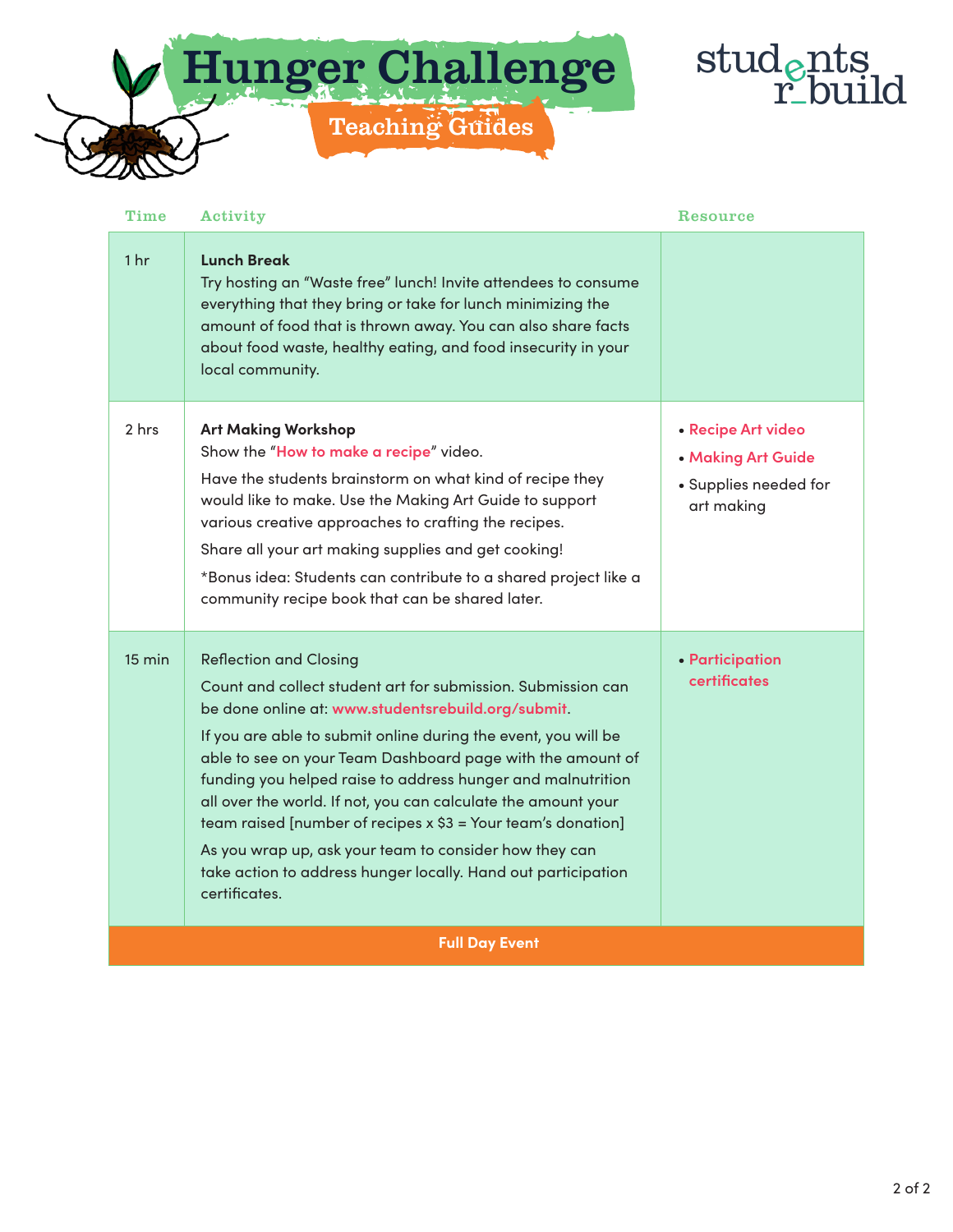# Hunger Challenge

## Teaching Guides

students rebuild

| Time | Activity | Resource |
|---|---|---|
| 1 hr | **Lunch Break**<br>Try hosting an "Waste free" lunch! Invite attendees to consume everything that they bring or take for lunch minimizing the amount of food that is thrown away. You can also share facts about food waste, healthy eating, and food insecurity in your local community. | |
| 2 hrs | **Art Making Workshop**<br>Show the "**How to make a recipe**" video.<br>Have the students brainstorm on what kind of recipe they would like to make. Use the Making Art Guide to support various creative approaches to crafting the recipes.<br>Share all your art making supplies and get cooking!<br>*Bonus idea: Students can contribute to a shared project like a community recipe book that can be shared later. | • **Recipe Art video**<br>• **Making Art Guide**<br>• Supplies needed for art making |
| 15 min | Reflection and Closing<br>Count and collect student art for submission. Submission can be done online at: **www.studentsrebuild.org/submit**.<br>If you are able to submit online during the event, you will be able to see on your Team Dashboard page with the amount of funding you helped raise to address hunger and malnutrition all over the world. If not, you can calculate the amount your team raised [number of recipes x $3 = Your team's donation]<br>As you wrap up, ask your team to consider how they can take action to address hunger locally. Hand out participation certificates. | • **Participation certificates** |
| **Full Day Event** | | |